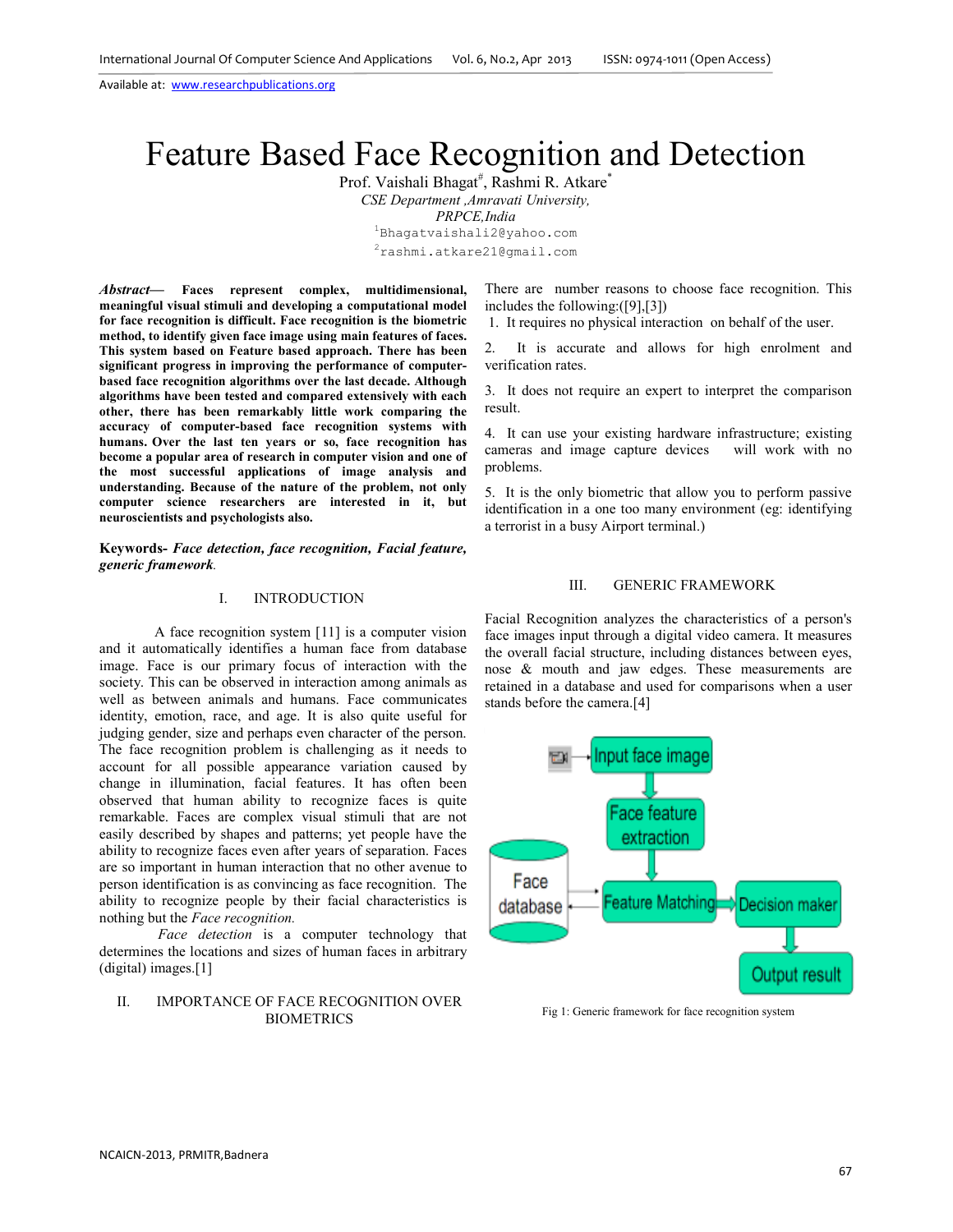# Feature Based Face Recognition and Detection

Prof. Vaishali Bhagat[#], Rashmi R. Atkare[*]

*CSE Department ,Amravati University,*
*PRPCE,India*

[1]Bhagatvaishali2@yahoo.com
[2]rashmi.atkare21@gmail.com

***Abstract*— Faces represent complex, multidimensional, meaningful visual stimuli and developing a computational model for face recognition is difficult. Face recognition is the biometric method, to identify given face image using main features of faces. This system based on Feature based approach. There has been significant progress in improving the performance of computer-based face recognition algorithms over the last decade. Although algorithms have been tested and compared extensively with each other, there has been remarkably little work comparing the accuracy of computer-based face recognition systems with humans. Over the last ten years or so, face recognition has become a popular area of research in computer vision and one of the most successful applications of image analysis and understanding. Because of the nature of the problem, not only computer science researchers are interested in it, but neuroscientists and psychologists also.**

**Keywords-** ***Face detection, face recognition, Facial feature, generic framework*.**

## I. INTRODUCTION

A face recognition system [11] is a computer vision and it automatically identifies a human face from database image. Face is our primary focus of interaction with the society. This can be observed in interaction among animals as well as between animals and humans. Face communicates identity, emotion, race, and age. It is also quite useful for judging gender, size and perhaps even character of the person. The face recognition problem is challenging as it needs to account for all possible appearance variation caused by change in illumination, facial features. It has often been observed that human ability to recognize faces is quite remarkable. Faces are complex visual stimuli that are not easily described by shapes and patterns; yet people have the ability to recognize faces even after years of separation. Faces are so important in human interaction that no other avenue to person identification is as convincing as face recognition. The ability to recognize people by their facial characteristics is nothing but the *Face recognition.*

*Face detection* is a computer technology that determines the locations and sizes of human faces in arbitrary (digital) images.[1]

## II. IMPORTANCE OF FACE RECOGNITION OVER BIOMETRICS

There are number reasons to choose face recognition. This includes the following:([9],[3])

1. It requires no physical interaction on behalf of the user.
2. It is accurate and allows for high enrolment and verification rates.
3. It does not require an expert to interpret the comparison result.
4. It can use your existing hardware infrastructure; existing cameras and image capture devices will work with no problems.
5. It is the only biometric that allow you to perform passive identification in a one too many environment (eg: identifying a terrorist in a busy Airport terminal.)

## III. GENERIC FRAMEWORK

Facial Recognition analyzes the characteristics of a person's face images input through a digital video camera. It measures the overall facial structure, including distances between eyes, nose & mouth and jaw edges. These measurements are retained in a database and used for comparisons when a user stands before the camera.[4]

Input face image → Face feature extraction → Feature Matching ↔ Face database; Feature Matching → Decision maker → Output result

Fig 1: Generic framework for face recognition system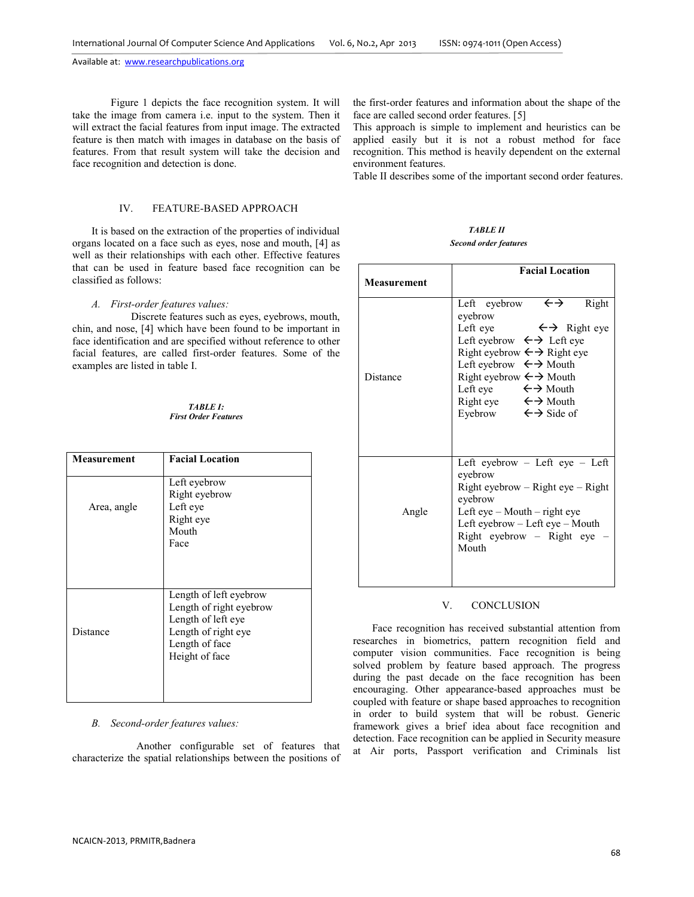Figure 1 depicts the face recognition system. It will take the image from camera i.e. input to the system. Then it will extract the facial features from input image. The extracted feature is then match with images in database on the basis of features. From that result system will take the decision and face recognition and detection is done.

## IV. FEATURE-BASED APPROACH

It is based on the extraction of the properties of individual organs located on a face such as eyes, nose and mouth, [4] as well as their relationships with each other. Effective features that can be used in feature based face recognition can be classified as follows:

### *A. First-order features values:*

Discrete features such as eyes, eyebrows, mouth, chin, and nose, [4] which have been found to be important in face identification and are specified without reference to other facial features, are called first-order features. Some of the examples are listed in table I.

***TABLE I:***
***First Order Features***

| Measurement | Facial Location |
|---|---|
| Area, angle | Left eyebrow<br>Right eyebrow<br>Left eye<br>Right eye<br>Mouth<br>Face |
| Distance | Length of left eyebrow<br>Length of right eyebrow<br>Length of left eye<br>Length of right eye<br>Length of face<br>Height of face |

### *B. Second-order features values:*

Another configurable set of features that characterize the spatial relationships between the positions of the first-order features and information about the shape of the face are called second order features. [5]

This approach is simple to implement and heuristics can be applied easily but it is not a robust method for face recognition. This method is heavily dependent on the external environment features.

Table II describes some of the important second order features.

***TABLE II***
***Second order features***

| Measurement | Facial Location |
|---|---|
| Distance | Left eyebrow ↔ Right eyebrow<br>Left eye ↔ Right eye<br>Left eyebrow ↔ Left eye<br>Right eyebrow ↔ Right eye<br>Left eyebrow ↔ Mouth<br>Right eyebrow ↔ Mouth<br>Left eye ↔ Mouth<br>Right eye ↔ Mouth<br>Eyebrow ↔ Side of |
| Angle | Left eyebrow – Left eye – Left eyebrow<br>Right eyebrow – Right eye – Right eyebrow<br>Left eye – Mouth – right eye<br>Left eyebrow – Left eye – Mouth<br>Right eyebrow – Right eye – Mouth |

## V. CONCLUSION

Face recognition has received substantial attention from researchers in biometrics, pattern recognition field and computer vision communities. Face recognition is being solved problem by feature based approach. The progress during the past decade on the face recognition has been encouraging. Other appearance-based approaches must be coupled with feature or shape based approaches to recognition in order to build system that will be robust. Generic framework gives a brief idea about face recognition and detection. Face recognition can be applied in Security measure at Air ports, Passport verification and Criminals list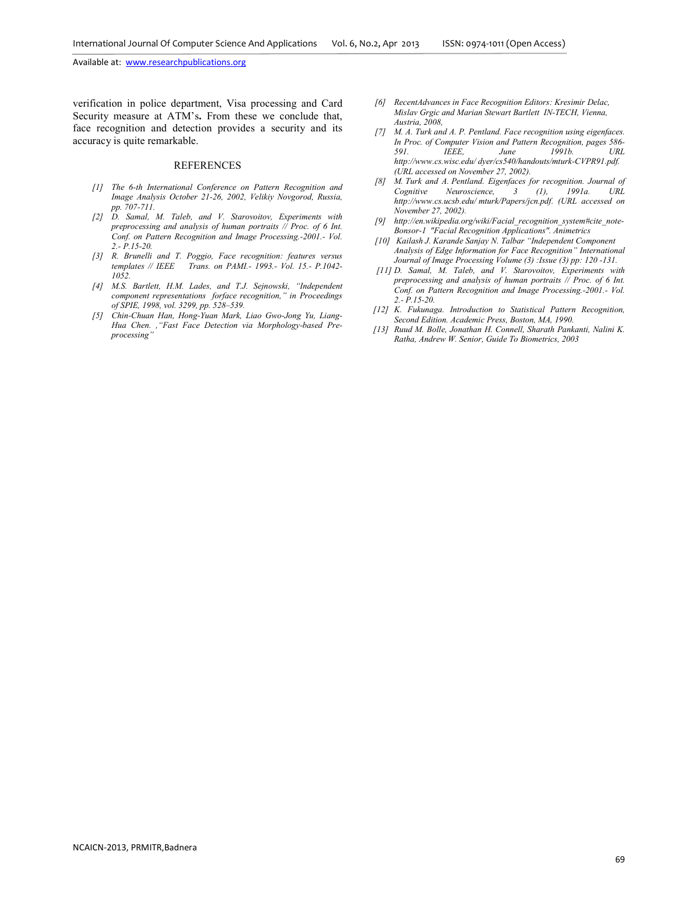verification in police department, Visa processing and Card Security measure at ATM's**.** From these we conclude that, face recognition and detection provides a security and its accuracy is quite remarkable.

## REFERENCES

*[1] The 6-th International Conference on Pattern Recognition and Image Analysis October 21-26, 2002, Velikiy Novgorod, Russia, pp. 707-711.*

*[2] D. Samal, M. Taleb, and V. Starovoitov, Experiments with preprocessing and analysis of human portraits // Proc. of 6 Int. Conf. on Pattern Recognition and Image Processing.-2001.- Vol. 2.- P.15-20.*

*[3] R. Brunelli and T. Poggio, Face recognition: features versus templates // IEEE Trans. on PAMI.- 1993.- Vol. 15.- P.1042-1052.*

*[4] M.S. Bartlett, H.M. Lades, and T.J. Sejnowski, "Independent component representations forface recognition," in Proceedings of SPIE, 1998, vol. 3299, pp. 528–539.*

*[5] Chin-Chuan Han, Hong-Yuan Mark, Liao Gwo-Jong Yu, Liang-Hua Chen. ,"Fast Face Detection via Morphology-based Pre-processing"*

*[6] RecentAdvances in Face Recognition Editors: Kresimir Delac, Mislav Grgic and Marian Stewart Bartlett IN-TECH, Vienna, Austria, 2008,*

*[7] M. A. Turk and A. P. Pentland. Face recognition using eigenfaces. In Proc. of Computer Vision and Pattern Recognition, pages 586-591. IEEE, June 1991b. URL http://www.cs.wisc.edu/ dyer/cs540/handouts/mturk-CVPR91.pdf. (URL accessed on November 27, 2002).*

*[8] M. Turk and A. Pentland. Eigenfaces for recognition. Journal of Cognitive Neuroscience, 3 (1), 1991a. URL http://www.cs.ucsb.edu/ mturk/Papers/jcn.pdf. (URL accessed on November 27, 2002).*

*[9] http://en.wikipedia.org/wiki/Facial_recognition_system#cite_note-Bonsor-1 "Facial Recognition Applications". Animetrics*

*[10] Kailash J. Karande Sanjay N. Talbar "Independent Component Analysis of Edge Information for Face Recognition" International Journal of Image Processing Volume (3) :Issue (3) pp: 120 -131.*

*[11] D. Samal, M. Taleb, and V. Starovoitov, Experiments with preprocessing and analysis of human portraits // Proc. of 6 Int. Conf. on Pattern Recognition and Image Processing.-2001.- Vol. 2.- P.15-20.*

*[12] K. Fukunaga. Introduction to Statistical Pattern Recognition, Second Edition. Academic Press, Boston, MA, 1990.*

*[13] Ruud M. Bolle, Jonathan H. Connell, Sharath Pankanti, Nalini K. Ratha, Andrew W. Senior, Guide To Biometrics, 2003*